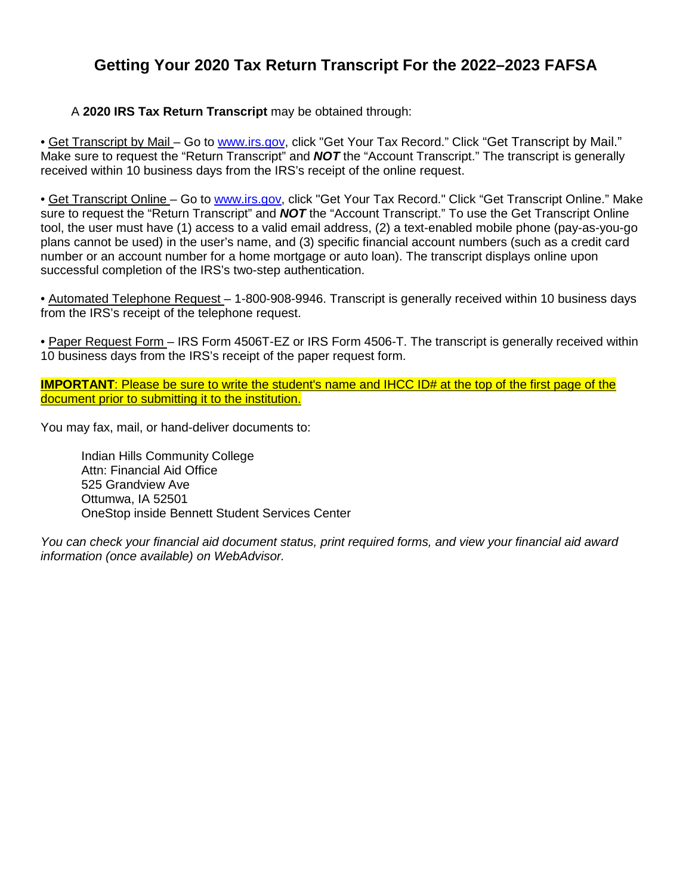# Getting Your 2020 Tax Return Transcript For the 2022–2023 FAFSA

A **2020 IRS Tax Return Transcript** may be obtained through:

• Get Transcript by Mail – Go to [www.irs.gov](http://www.irs.gov), click "Get Your Tax Record." Click "Get Transcript by Mail." Make sure to request the "Return Transcript" and ***NOT*** the "Account Transcript." The transcript is generally received within 10 business days from the IRS's receipt of the online request.

• Get Transcript Online – Go to [www.irs.gov](http://www.irs.gov), click "Get Your Tax Record." Click "Get Transcript Online." Make sure to request the "Return Transcript" and ***NOT*** the "Account Transcript." To use the Get Transcript Online tool, the user must have (1) access to a valid email address, (2) a text-enabled mobile phone (pay-as-you-go plans cannot be used) in the user's name, and (3) specific financial account numbers (such as a credit card number or an account number for a home mortgage or auto loan). The transcript displays online upon successful completion of the IRS's two-step authentication.

• Automated Telephone Request – 1-800-908-9946. Transcript is generally received within 10 business days from the IRS's receipt of the telephone request.

• Paper Request Form – IRS Form 4506T-EZ or IRS Form 4506-T. The transcript is generally received within 10 business days from the IRS's receipt of the paper request form.

**IMPORTANT**: Please be sure to write the student's name and IHCC ID# at the top of the first page of the document prior to submitting it to the institution.

You may fax, mail, or hand-deliver documents to:

Indian Hills Community College
Attn: Financial Aid Office
525 Grandview Ave
Ottumwa, IA 52501
OneStop inside Bennett Student Services Center

*You can check your financial aid document status, print required forms, and view your financial aid award information (once available) on WebAdvisor.*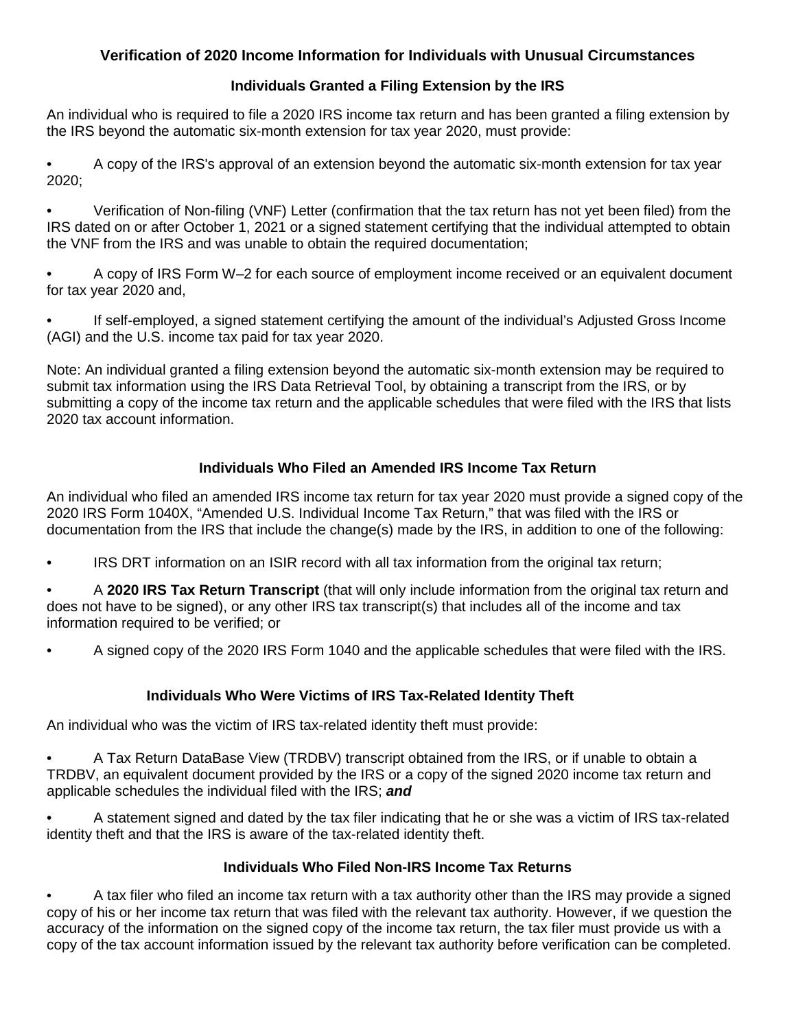## Verification of 2020 Income Information for Individuals with Unusual Circumstances

### Individuals Granted a Filing Extension by the IRS

An individual who is required to file a 2020 IRS income tax return and has been granted a filing extension by the IRS beyond the automatic six-month extension for tax year 2020, must provide:

- A copy of the IRS's approval of an extension beyond the automatic six-month extension for tax year 2020;
- Verification of Non-filing (VNF) Letter (confirmation that the tax return has not yet been filed) from the IRS dated on or after October 1, 2021 or a signed statement certifying that the individual attempted to obtain the VNF from the IRS and was unable to obtain the required documentation;
- A copy of IRS Form W–2 for each source of employment income received or an equivalent document for tax year 2020 and,
- If self-employed, a signed statement certifying the amount of the individual's Adjusted Gross Income (AGI) and the U.S. income tax paid for tax year 2020.

Note: An individual granted a filing extension beyond the automatic six-month extension may be required to submit tax information using the IRS Data Retrieval Tool, by obtaining a transcript from the IRS, or by submitting a copy of the income tax return and the applicable schedules that were filed with the IRS that lists 2020 tax account information.

### Individuals Who Filed an Amended IRS Income Tax Return

An individual who filed an amended IRS income tax return for tax year 2020 must provide a signed copy of the 2020 IRS Form 1040X, "Amended U.S. Individual Income Tax Return," that was filed with the IRS or documentation from the IRS that include the change(s) made by the IRS, in addition to one of the following:

- IRS DRT information on an ISIR record with all tax information from the original tax return;
- A **2020 IRS Tax Return Transcript** (that will only include information from the original tax return and does not have to be signed), or any other IRS tax transcript(s) that includes all of the income and tax information required to be verified; or
- A signed copy of the 2020 IRS Form 1040 and the applicable schedules that were filed with the IRS.

### Individuals Who Were Victims of IRS Tax-Related Identity Theft

An individual who was the victim of IRS tax-related identity theft must provide:

- A Tax Return DataBase View (TRDBV) transcript obtained from the IRS, or if unable to obtain a TRDBV, an equivalent document provided by the IRS or a copy of the signed 2020 income tax return and applicable schedules the individual filed with the IRS; ***and***
- A statement signed and dated by the tax filer indicating that he or she was a victim of IRS tax-related identity theft and that the IRS is aware of the tax-related identity theft.

### Individuals Who Filed Non-IRS Income Tax Returns

- A tax filer who filed an income tax return with a tax authority other than the IRS may provide a signed copy of his or her income tax return that was filed with the relevant tax authority. However, if we question the accuracy of the information on the signed copy of the income tax return, the tax filer must provide us with a copy of the tax account information issued by the relevant tax authority before verification can be completed.